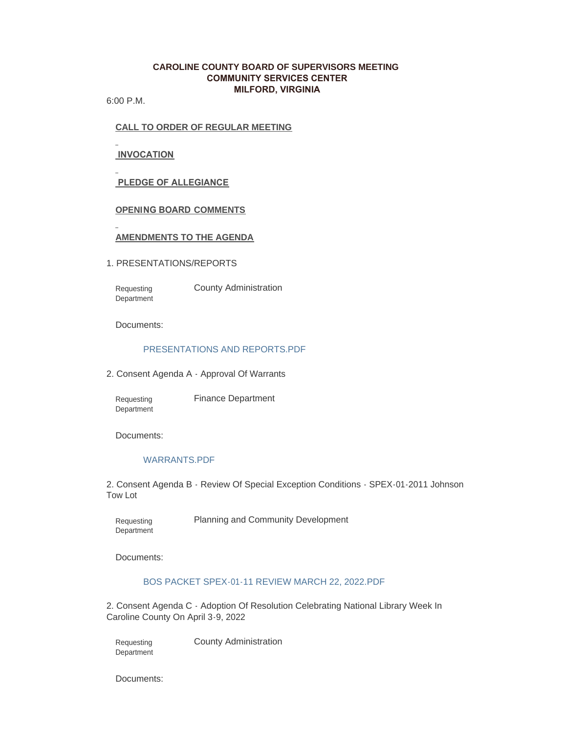# CAROLINE COUNTY BOARD OF SUPERVISORS MEETING
## COMMUNITY SERVICES CENTER
## MILFORD, VIRGINIA

6:00 P.M.

**CALL TO ORDER OF REGULAR MEETING**

**INVOCATION**

**PLEDGE OF ALLEGIANCE**

**OPENING BOARD COMMENTS**

**AMENDMENTS TO THE AGENDA**

1. PRESENTATIONS/REPORTS

Requesting Department: County Administration

Documents:

PRESENTATIONS AND REPORTS.PDF

2. Consent Agenda A - Approval Of Warrants

Requesting Department: Finance Department

Documents:

WARRANTS.PDF

2. Consent Agenda B - Review Of Special Exception Conditions - SPEX-01-2011 Johnson Tow Lot

Requesting Department: Planning and Community Development

Documents:

BOS PACKET SPEX-01-11 REVIEW MARCH 22, 2022.PDF

2. Consent Agenda C - Adoption Of Resolution Celebrating National Library Week In Caroline County On April 3-9, 2022

Requesting Department: County Administration

Documents: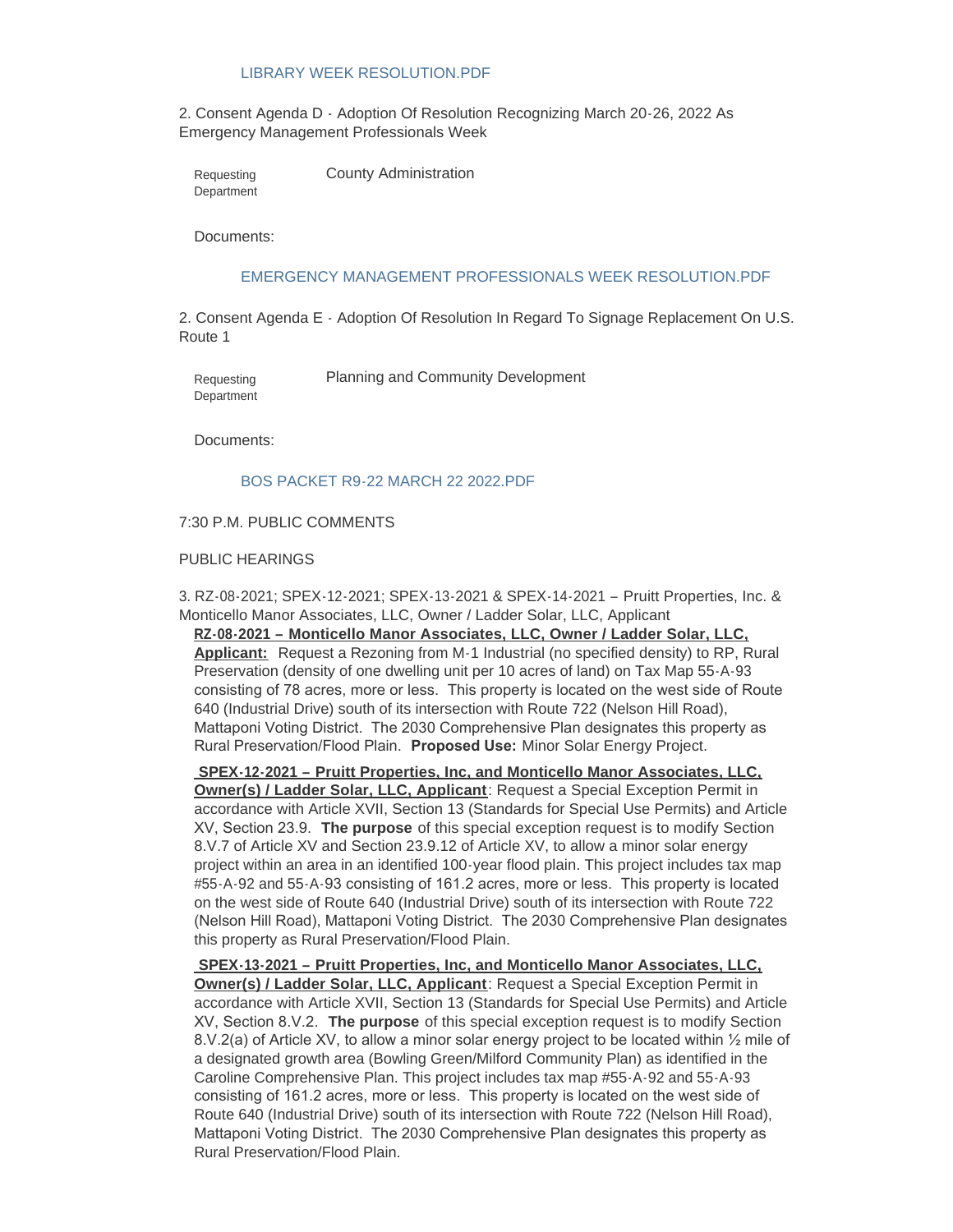LIBRARY WEEK RESOLUTION.PDF

2. Consent Agenda D - Adoption Of Resolution Recognizing March 20-26, 2022 As Emergency Management Professionals Week

| Requesting Department | County Administration |
|---|---|

Documents:

EMERGENCY MANAGEMENT PROFESSIONALS WEEK RESOLUTION.PDF

2. Consent Agenda E - Adoption Of Resolution In Regard To Signage Replacement On U.S. Route 1

| Requesting Department | Planning and Community Development |
|---|---|

Documents:

BOS PACKET R9-22 MARCH 22 2022.PDF

7:30 P.M. PUBLIC COMMENTS

PUBLIC HEARINGS

3. RZ-08-2021; SPEX-12-2021; SPEX-13-2021 & SPEX-14-2021 – Pruitt Properties, Inc. & Monticello Manor Associates, LLC, Owner / Ladder Solar, LLC, Applicant

**RZ-08-2021 – Monticello Manor Associates, LLC, Owner / Ladder Solar, LLC, Applicant:** Request a Rezoning from M-1 Industrial (no specified density) to RP, Rural Preservation (density of one dwelling unit per 10 acres of land) on Tax Map 55-A-93 consisting of 78 acres, more or less. This property is located on the west side of Route 640 (Industrial Drive) south of its intersection with Route 722 (Nelson Hill Road), Mattaponi Voting District. The 2030 Comprehensive Plan designates this property as Rural Preservation/Flood Plain. **Proposed Use:** Minor Solar Energy Project.

**SPEX-12-2021 – Pruitt Properties, Inc, and Monticello Manor Associates, LLC, Owner(s) / Ladder Solar, LLC, Applicant**: Request a Special Exception Permit in accordance with Article XVII, Section 13 (Standards for Special Use Permits) and Article XV, Section 23.9. **The purpose** of this special exception request is to modify Section 8.V.7 of Article XV and Section 23.9.12 of Article XV, to allow a minor solar energy project within an area in an identified 100-year flood plain. This project includes tax map #55-A-92 and 55-A-93 consisting of 161.2 acres, more or less. This property is located on the west side of Route 640 (Industrial Drive) south of its intersection with Route 722 (Nelson Hill Road), Mattaponi Voting District. The 2030 Comprehensive Plan designates this property as Rural Preservation/Flood Plain.

**SPEX-13-2021 – Pruitt Properties, Inc, and Monticello Manor Associates, LLC, Owner(s) / Ladder Solar, LLC, Applicant**: Request a Special Exception Permit in accordance with Article XVII, Section 13 (Standards for Special Use Permits) and Article XV, Section 8.V.2. **The purpose** of this special exception request is to modify Section 8.V.2(a) of Article XV, to allow a minor solar energy project to be located within ½ mile of a designated growth area (Bowling Green/Milford Community Plan) as identified in the Caroline Comprehensive Plan. This project includes tax map #55-A-92 and 55-A-93 consisting of 161.2 acres, more or less. This property is located on the west side of Route 640 (Industrial Drive) south of its intersection with Route 722 (Nelson Hill Road), Mattaponi Voting District. The 2030 Comprehensive Plan designates this property as Rural Preservation/Flood Plain.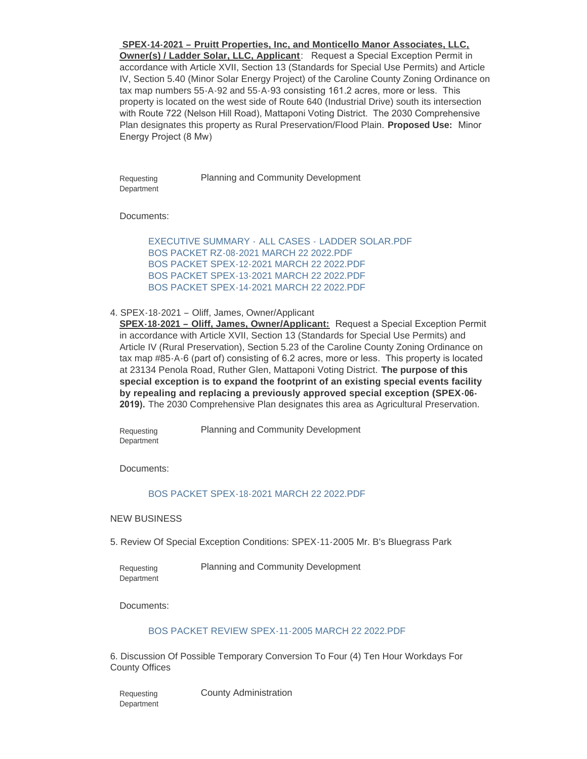**SPEX-14-2021 – Pruitt Properties, Inc, and Monticello Manor Associates, LLC, Owner(s) / Ladder Solar, LLC, Applicant**: Request a Special Exception Permit in accordance with Article XVII, Section 13 (Standards for Special Use Permits) and Article IV, Section 5.40 (Minor Solar Energy Project) of the Caroline County Zoning Ordinance on tax map numbers 55-A-92 and 55-A-93 consisting 161.2 acres, more or less. This property is located on the west side of Route 640 (Industrial Drive) south its intersection with Route 722 (Nelson Hill Road), Mattaponi Voting District. The 2030 Comprehensive Plan designates this property as Rural Preservation/Flood Plain. **Proposed Use:** Minor Energy Project (8 Mw)

Requesting Department: Planning and Community Development

Documents:

- EXECUTIVE SUMMARY - ALL CASES - LADDER SOLAR.PDF
- BOS PACKET RZ-08-2021 MARCH 22 2022.PDF
- BOS PACKET SPEX-12-2021 MARCH 22 2022.PDF
- BOS PACKET SPEX-13-2021 MARCH 22 2022.PDF
- BOS PACKET SPEX-14-2021 MARCH 22 2022.PDF

4. SPEX-18-2021 – Oliff, James, Owner/Applicant

**SPEX-18-2021 – Oliff, James, Owner/Applicant:** Request a Special Exception Permit in accordance with Article XVII, Section 13 (Standards for Special Use Permits) and Article IV (Rural Preservation), Section 5.23 of the Caroline County Zoning Ordinance on tax map #85-A-6 (part of) consisting of 6.2 acres, more or less. This property is located at 23134 Penola Road, Ruther Glen, Mattaponi Voting District. **The purpose of this special exception is to expand the footprint of an existing special events facility by repealing and replacing a previously approved special exception (SPEX-06-2019).** The 2030 Comprehensive Plan designates this area as Agricultural Preservation.

Requesting Department: Planning and Community Development

Documents:

- BOS PACKET SPEX-18-2021 MARCH 22 2022.PDF

NEW BUSINESS

5. Review Of Special Exception Conditions: SPEX-11-2005 Mr. B's Bluegrass Park

Requesting Department: Planning and Community Development

Documents:

- BOS PACKET REVIEW SPEX-11-2005 MARCH 22 2022.PDF

6. Discussion Of Possible Temporary Conversion To Four (4) Ten Hour Workdays For County Offices

Requesting Department: County Administration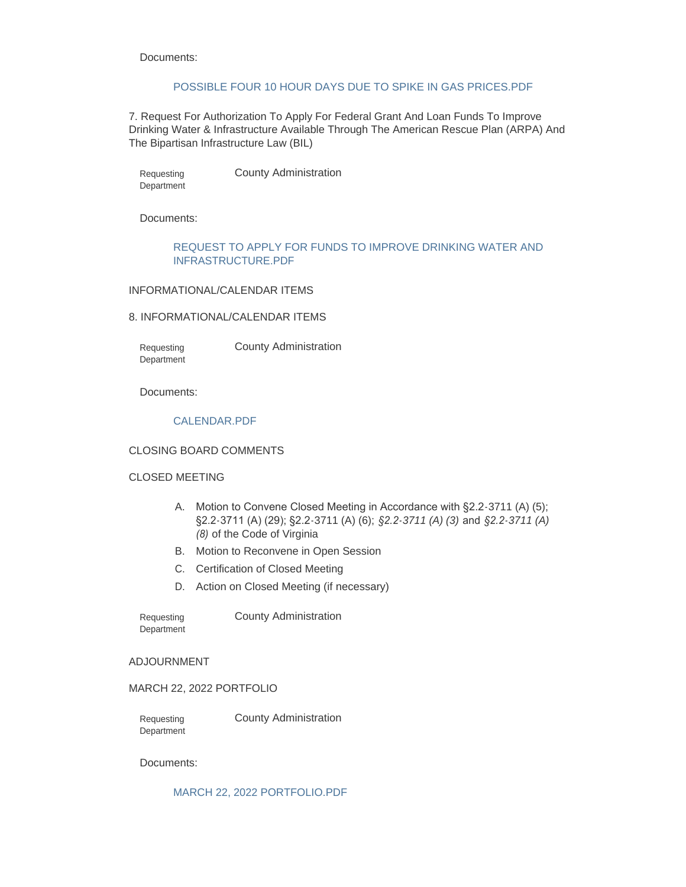Documents:

POSSIBLE FOUR 10 HOUR DAYS DUE TO SPIKE IN GAS PRICES.PDF

7. Request For Authorization To Apply For Federal Grant And Loan Funds To Improve Drinking Water & Infrastructure Available Through The American Rescue Plan (ARPA) And The Bipartisan Infrastructure Law (BIL)

| | |
|---|---|
| Requesting Department | County Administration |

Documents:

REQUEST TO APPLY FOR FUNDS TO IMPROVE DRINKING WATER AND INFRASTRUCTURE.PDF

INFORMATIONAL/CALENDAR ITEMS

8. INFORMATIONAL/CALENDAR ITEMS

| | |
|---|---|
| Requesting Department | County Administration |

Documents:

CALENDAR.PDF

CLOSING BOARD COMMENTS

CLOSED MEETING

A. Motion to Convene Closed Meeting in Accordance with §2.2-3711 (A) (5); §2.2-3711 (A) (29); §2.2-3711 (A) (6); *§2.2-3711 (A) (3)* and *§2.2-3711 (A) (8)* of the Code of Virginia
B. Motion to Reconvene in Open Session
C. Certification of Closed Meeting
D. Action on Closed Meeting (if necessary)

| | |
|---|---|
| Requesting Department | County Administration |

ADJOURNMENT

MARCH 22, 2022 PORTFOLIO

| | |
|---|---|
| Requesting Department | County Administration |

Documents:

MARCH 22, 2022 PORTFOLIO.PDF